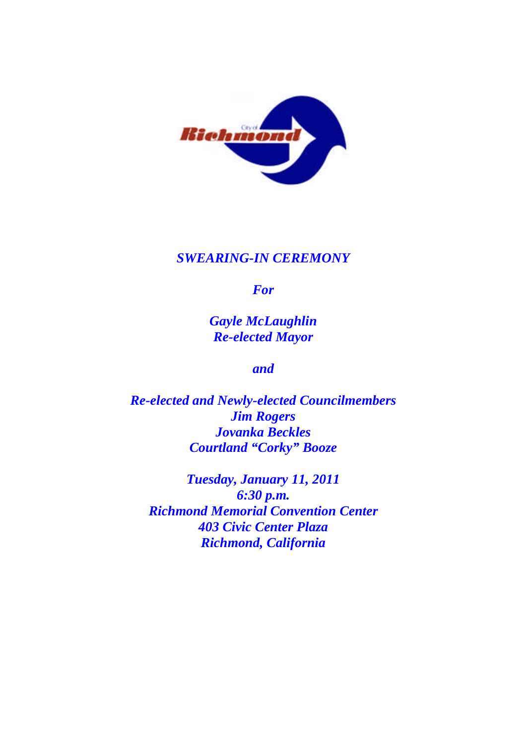*SWEARING-IN CEREMONY*

*For*

*Gayle McLaughlin*
*Re-elected Mayor*

*and*

*Re-elected and Newly-elected Councilmembers*
*Jim Rogers*
*Jovanka Beckles*
*Courtland "Corky" Booze*

*Tuesday, January 11, 2011*
*6:30 p.m.*
*Richmond Memorial Convention Center*
*403 Civic Center Plaza*
*Richmond, California*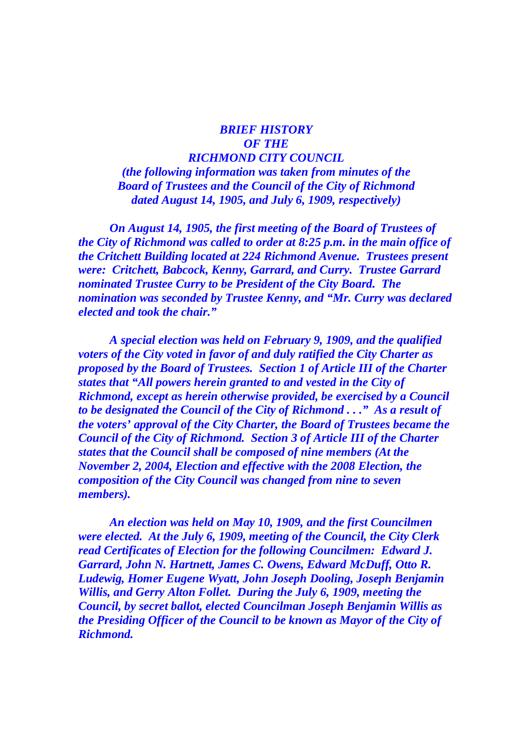# *BRIEF HISTORY OF THE RICHMOND CITY COUNCIL*

***(the following information was taken from minutes of the Board of Trustees and the Council of the City of Richmond dated August 14, 1905, and July 6, 1909, respectively)***

***On August 14, 1905, the first meeting of the Board of Trustees of the City of Richmond was called to order at 8:25 p.m. in the main office of the Critchett Building located at 224 Richmond Avenue. Trustees present were: Critchett, Babcock, Kenny, Garrard, and Curry. Trustee Garrard nominated Trustee Curry to be President of the City Board. The nomination was seconded by Trustee Kenny, and "Mr. Curry was declared elected and took the chair."***

***A special election was held on February 9, 1909, and the qualified voters of the City voted in favor of and duly ratified the City Charter as proposed by the Board of Trustees. Section 1 of Article III of the Charter states that "All powers herein granted to and vested in the City of Richmond, except as herein otherwise provided, be exercised by a Council to be designated the Council of the City of Richmond . . ." As a result of the voters' approval of the City Charter, the Board of Trustees became the Council of the City of Richmond. Section 3 of Article III of the Charter states that the Council shall be composed of nine members (At the November 2, 2004, Election and effective with the 2008 Election, the composition of the City Council was changed from nine to seven members).***

***An election was held on May 10, 1909, and the first Councilmen were elected. At the July 6, 1909, meeting of the Council, the City Clerk read Certificates of Election for the following Councilmen: Edward J. Garrard, John N. Hartnett, James C. Owens, Edward McDuff, Otto R. Ludewig, Homer Eugene Wyatt, John Joseph Dooling, Joseph Benjamin Willis, and Gerry Alton Follet. During the July 6, 1909, meeting the Council, by secret ballot, elected Councilman Joseph Benjamin Willis as the Presiding Officer of the Council to be known as Mayor of the City of Richmond.***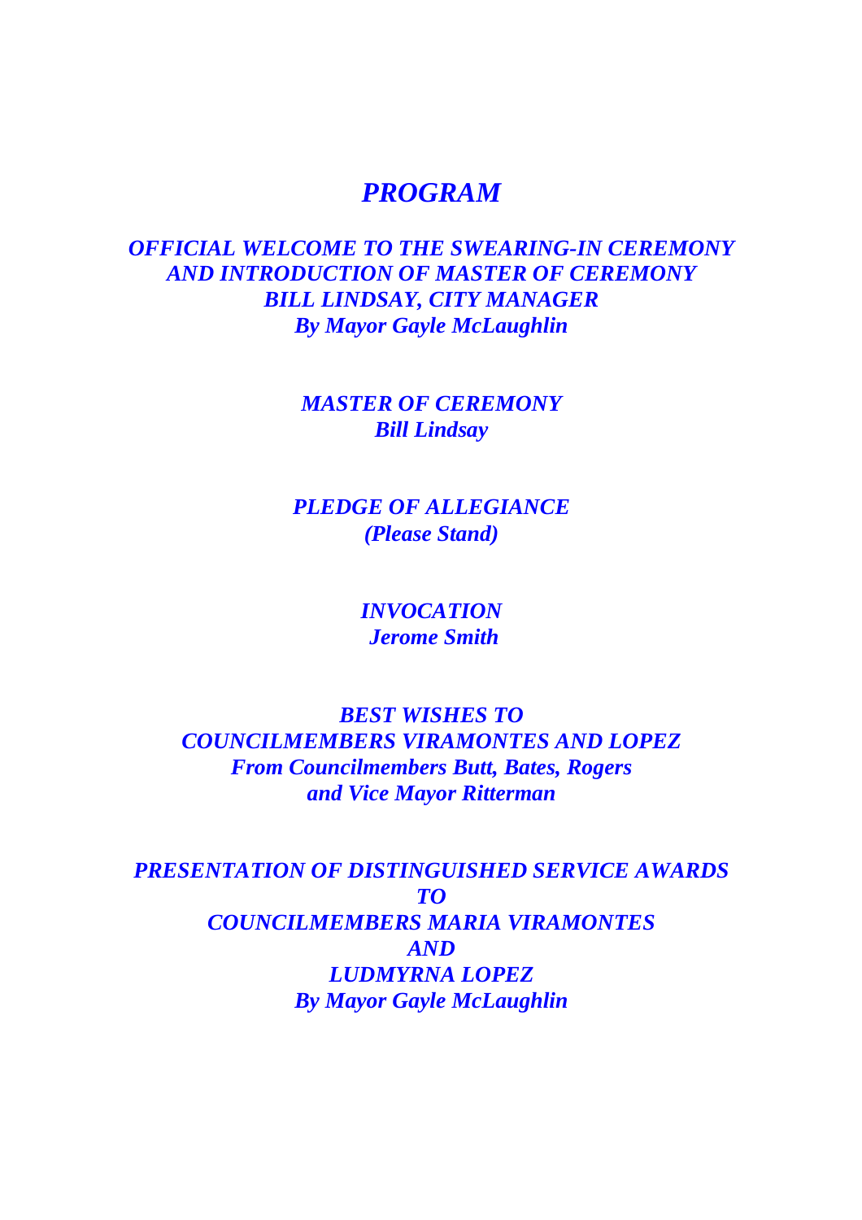# *PROGRAM*

***OFFICIAL WELCOME TO THE SWEARING-IN CEREMONY AND INTRODUCTION OF MASTER OF CEREMONY BILL LINDSAY, CITY MANAGER***
***By Mayor Gayle McLaughlin***

***MASTER OF CEREMONY***
***Bill Lindsay***

***PLEDGE OF ALLEGIANCE***
***(Please Stand)***

***INVOCATION***
***Jerome Smith***

***BEST WISHES TO COUNCILMEMBERS VIRAMONTES AND LOPEZ***
***From Councilmembers Butt, Bates, Rogers and Vice Mayor Ritterman***

***PRESENTATION OF DISTINGUISHED SERVICE AWARDS TO COUNCILMEMBERS MARIA VIRAMONTES AND LUDMYRNA LOPEZ***
***By Mayor Gayle McLaughlin***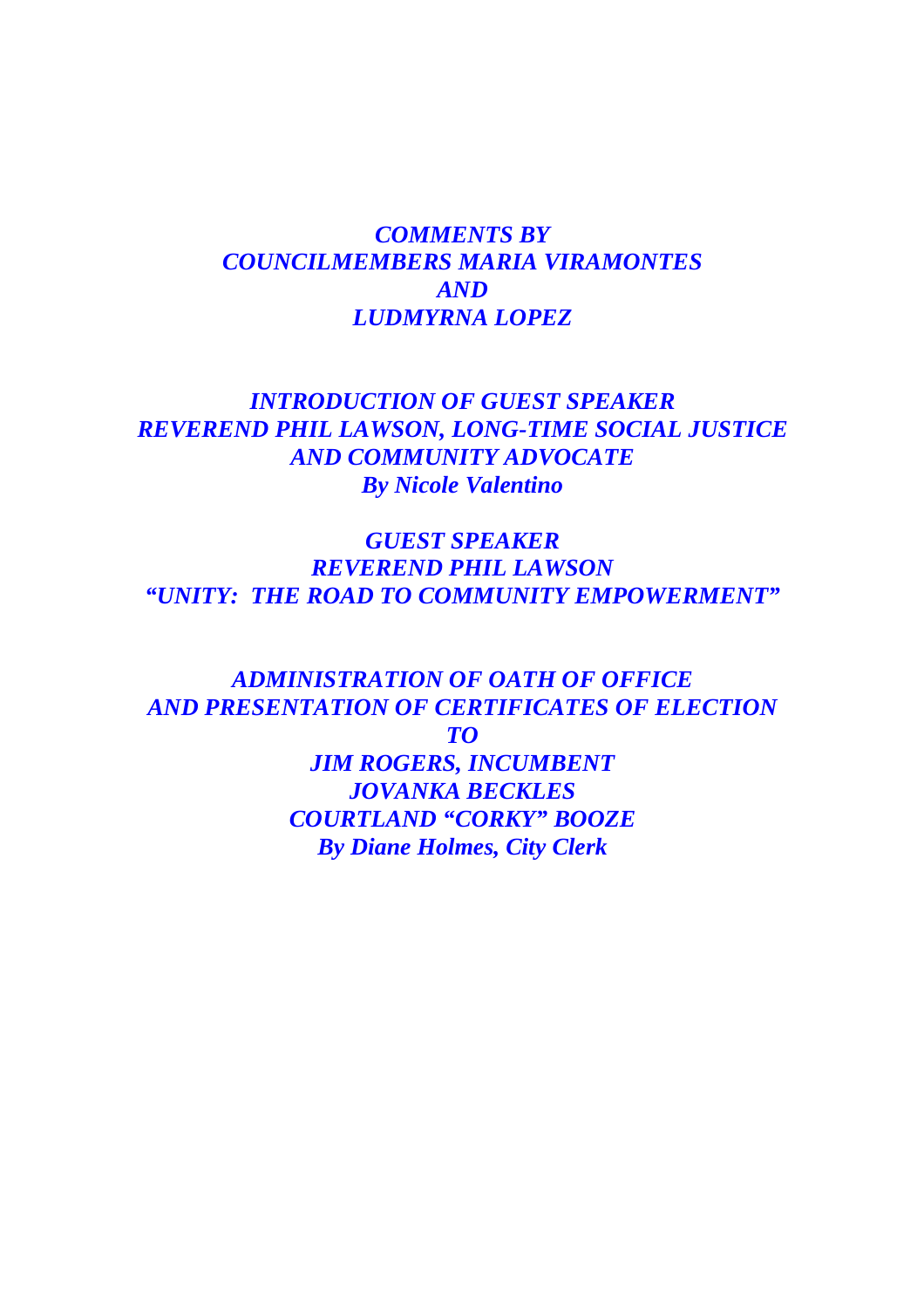***COMMENTS BY***
***COUNCILMEMBERS MARIA VIRAMONTES***
***AND***
***LUDMYRNA LOPEZ***

***INTRODUCTION OF GUEST SPEAKER***
***REVEREND PHIL LAWSON, LONG-TIME SOCIAL JUSTICE AND COMMUNITY ADVOCATE***
***By Nicole Valentino***

***GUEST SPEAKER***
***REVEREND PHIL LAWSON***
***"UNITY:  THE ROAD TO COMMUNITY EMPOWERMENT"***

***ADMINISTRATION OF OATH OF OFFICE***
***AND PRESENTATION OF CERTIFICATES OF ELECTION***
***TO***
***JIM ROGERS, INCUMBENT***
***JOVANKA BECKLES***
***COURTLAND "CORKY" BOOZE***
***By Diane Holmes, City Clerk***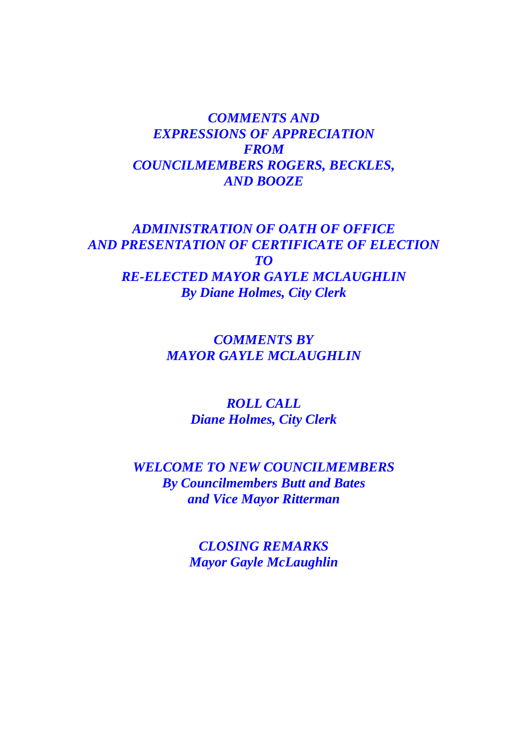***COMMENTS AND***
***EXPRESSIONS OF APPRECIATION***
***FROM***
***COUNCILMEMBERS ROGERS, BECKLES,***
***AND BOOZE***

***ADMINISTRATION OF OATH OF OFFICE***
***AND PRESENTATION OF CERTIFICATE OF ELECTION***
***TO***
***RE-ELECTED MAYOR GAYLE MCLAUGHLIN***
***By Diane Holmes, City Clerk***

***COMMENTS BY***
***MAYOR GAYLE MCLAUGHLIN***

***ROLL CALL***
***Diane Holmes, City Clerk***

***WELCOME TO NEW COUNCILMEMBERS***
***By Councilmembers Butt and Bates***
***and Vice Mayor Ritterman***

***CLOSING REMARKS***
***Mayor Gayle McLaughlin***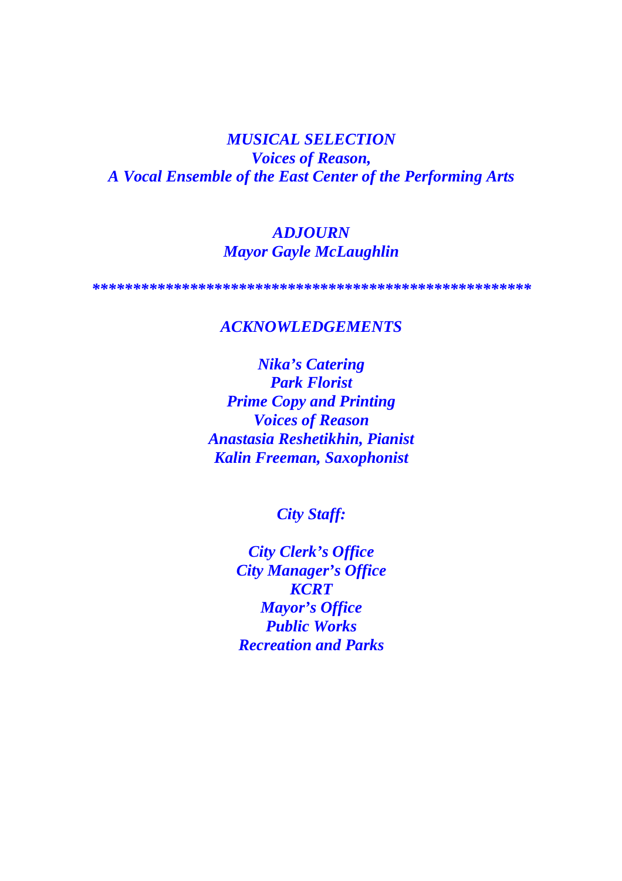***MUSICAL SELECTION***
***Voices of Reason,***
***A Vocal Ensemble of the East Center of the Performing Arts***

***ADJOURN***
***Mayor Gayle McLaughlin***

***************************************************

## ***ACKNOWLEDGEMENTS***

***Nika's Catering***
***Park Florist***
***Prime Copy and Printing***
***Voices of Reason***
***Anastasia Reshetikhin, Pianist***
***Kalin Freeman, Saxophonist***

***City Staff:***

***City Clerk's Office***
***City Manager's Office***
***KCRT***
***Mayor's Office***
***Public Works***
***Recreation and Parks***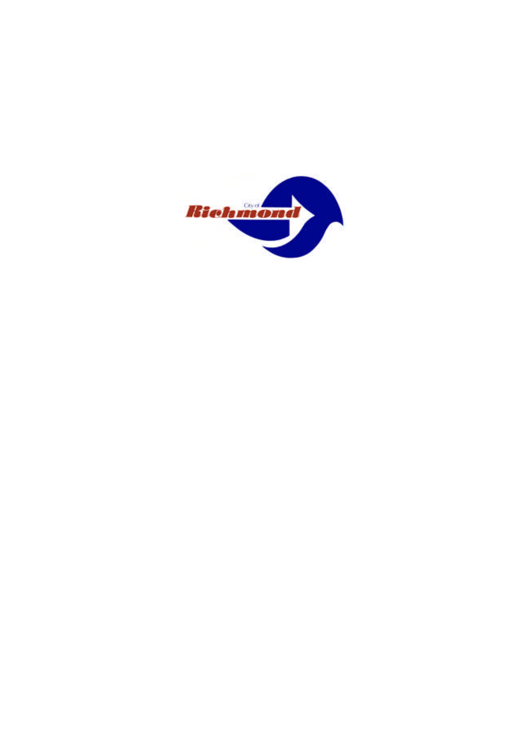City of

Richmond